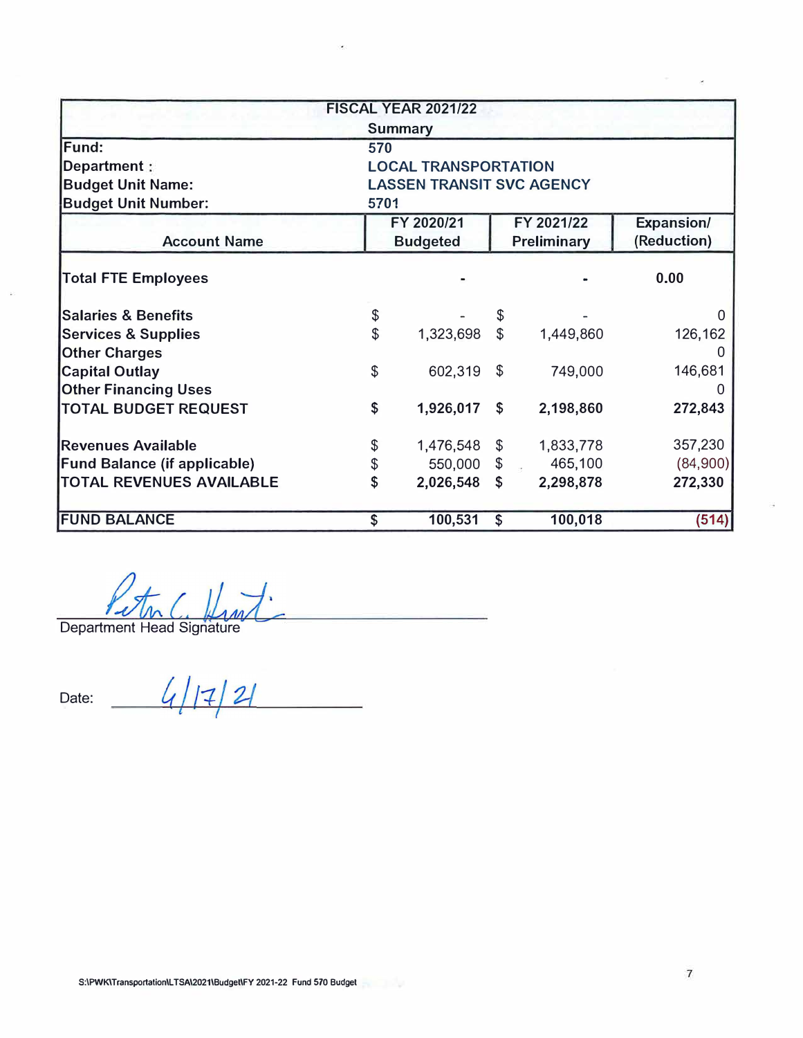## FISCAL YEAR 2021/22

### Summary

| | |
|---|---|
| **Fund:** | 570 |
| **Department :** | LOCAL TRANSPORTATION |
| **Budget Unit Name:** | LASSEN TRANSIT SVC AGENCY |
| **Budget Unit Number:** | 5701 |

| Account Name | FY 2020/21 Budgeted | FY 2021/22 Preliminary | Expansion/ (Reduction) |
|---|---|---|---|
| **Total FTE Employees** | - | - | **0.00** |
| **Salaries & Benefits** | $ - | $ - | 0 |
| **Services & Supplies** | $ 1,323,698 | $ 1,449,860 | 126,162 |
| **Other Charges** | | | 0 |
| **Capital Outlay** | $ 602,319 | $ 749,000 | 146,681 |
| **Other Financing Uses** | | | 0 |
| **TOTAL BUDGET REQUEST** | **$ 1,926,017** | **$ 2,198,860** | **272,843** |
| **Revenues Available** | $ 1,476,548 | $ 1,833,778 | 357,230 |
| **Fund Balance (if applicable)** | $ 550,000 | $ 465,100 | (84,900) |
| **TOTAL REVENUES AVAILABLE** | **$ 2,026,548** | **$ 2,298,878** | **272,330** |
| **FUND BALANCE** | **$ 100,531** | **$ 100,018** | **(514)** |

Department Head Signature: Peter C. Hunt

Date: 4/17/21

S:\PWK\Transportation\LTSA\2021\Budget\FY 2021-22 Fund 570 Budget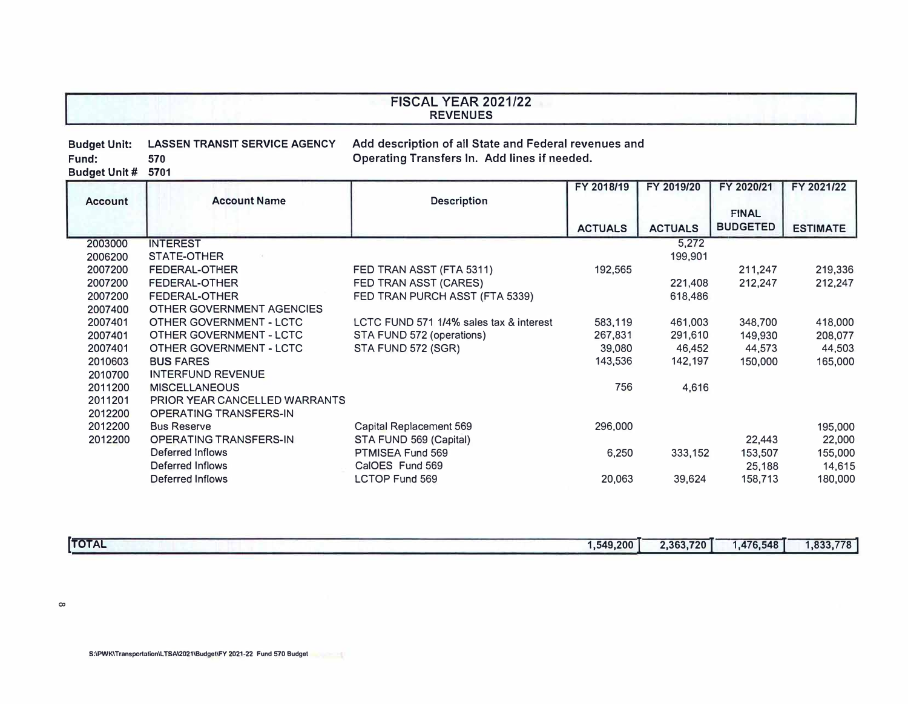## FISCAL YEAR 2021/22
### REVENUES

**Budget Unit:** LASSEN TRANSIT SERVICE AGENCY
**Fund:** 570
**Budget Unit #** 5701

**Add description of all State and Federal revenues and Operating Transfers In. Add lines if needed.**

| Account | Account Name | Description | FY 2018/19 ACTUALS | FY 2019/20 ACTUALS | FY 2020/21 FINAL BUDGETED | FY 2021/22 ESTIMATE |
|---|---|---|---|---|---|---|
| 2003000 | INTEREST | | | 5,272 | | |
| 2006200 | STATE-OTHER | | | 199,901 | | |
| 2007200 | FEDERAL-OTHER | FED TRAN ASST (FTA 5311) | 192,565 | | 211,247 | 219,336 |
| 2007200 | FEDERAL-OTHER | FED TRAN ASST (CARES) | | 221,408 | 212,247 | 212,247 |
| 2007200 | FEDERAL-OTHER | FED TRAN PURCH ASST (FTA 5339) | | 618,486 | | |
| 2007400 | OTHER GOVERNMENT AGENCIES | | | | | |
| 2007401 | OTHER GOVERNMENT - LCTC | LCTC FUND 571 1/4% sales tax & interest | 583,119 | 461,003 | 348,700 | 418,000 |
| 2007401 | OTHER GOVERNMENT - LCTC | STA FUND 572 (operations) | 267,831 | 291,610 | 149,930 | 208,077 |
| 2007401 | OTHER GOVERNMENT - LCTC | STA FUND 572 (SGR) | 39,080 | 46,452 | 44,573 | 44,503 |
| 2010603 | BUS FARES | | 143,536 | 142,197 | 150,000 | 165,000 |
| 2010700 | INTERFUND REVENUE | | | | | |
| 2011200 | MISCELLANEOUS | | 756 | 4,616 | | |
| 2011201 | PRIOR YEAR CANCELLED WARRANTS | | | | | |
| 2012200 | OPERATING TRANSFERS-IN | | | | | |
| 2012200 | Bus Reserve | Capital Replacement 569 | 296,000 | | | 195,000 |
| 2012200 | OPERATING TRANSFERS-IN | STA FUND 569 (Capital) | | | 22,443 | 22,000 |
| | Deferred Inflows | PTMISEA Fund 569 | 6,250 | 333,152 | 153,507 | 155,000 |
| | Deferred Inflows | CalOES Fund 569 | | | 25,188 | 14,615 |
| | Deferred Inflows | LCTOP Fund 569 | 20,063 | 39,624 | 158,713 | 180,000 |
| **TOTAL** | | | **1,549,200** | **2,363,720** | **1,476,548** | **1,833,778** |

S:\PWK\Transportation\LTSA\2021\Budget\FY 2021-22 Fund 570 Budget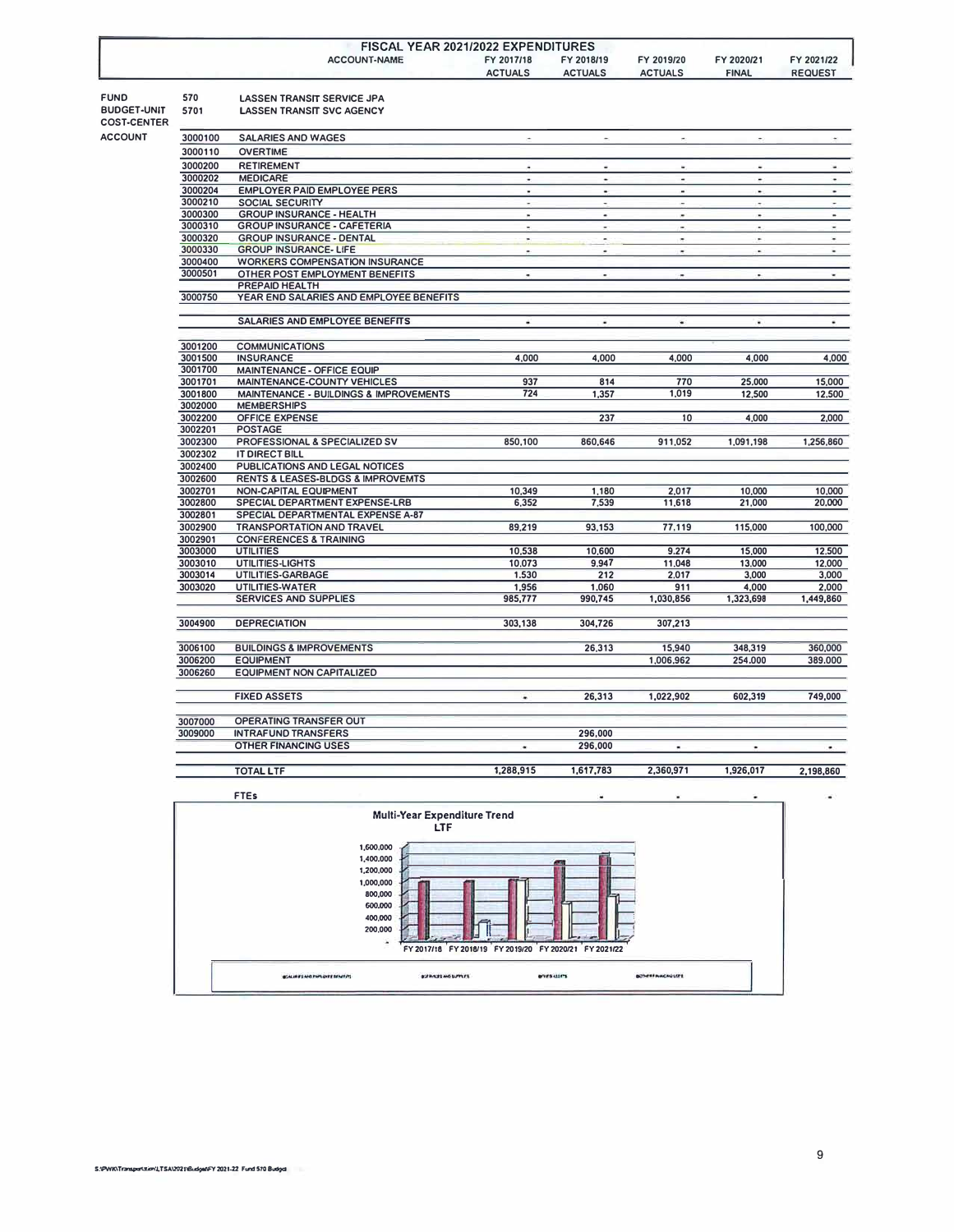# FISCAL YEAR 2021/2022 EXPENDITURES

| | | ACCOUNT-NAME | FY 2017/18 ACTUALS | FY 2018/19 ACTUALS | FY 2019/20 ACTUALS | FY 2020/21 FINAL | FY 2021/22 REQUEST |
|---|---|---|---|---|---|---|---|
| FUND | 570 | LASSEN TRANSIT SERVICE JPA | | | | | |
| BUDGET-UNIT | 5701 | LASSEN TRANSIT SVC AGENCY | | | | | |
| COST-CENTER | | | | | | | |
| ACCOUNT | 3000100 | SALARIES AND WAGES | - | - | - | - | - |
| | 3000110 | OVERTIME | | | | | |
| | 3000200 | RETIREMENT | - | - | - | - | - |
| | 3000202 | MEDICARE | - | - | - | - | - |
| | 3000204 | EMPLOYER PAID EMPLOYEE PERS | - | - | - | - | - |
| | 3000210 | SOCIAL SECURITY | - | - | - | - | - |
| | 3000300 | GROUP INSURANCE - HEALTH | - | - | - | - | - |
| | 3000310 | GROUP INSURANCE - CAFETERIA | - | - | - | - | - |
| | 3000320 | GROUP INSURANCE - DENTAL | - | - | - | - | - |
| | 3000330 | GROUP INSURANCE- LIFE | - | - | - | - | - |
| | 3000400 | WORKERS COMPENSATION INSURANCE | | | | | |
| | 3000501 | OTHER POST EMPLOYMENT BENEFITS | - | - | - | - | - |
| | | PREPAID HEALTH | | | | | |
| | 3000750 | YEAR END SALARIES AND EMPLOYEE BENEFITS | | | | | |
| | | SALARIES AND EMPLOYEE BENEFITS | - | - | - | - | - |
| | 3001200 | COMMUNICATIONS | | | | | |
| | 3001500 | INSURANCE | 4,000 | 4,000 | 4,000 | 4,000 | 4,000 |
| | 3001700 | MAINTENANCE - OFFICE EQUIP | | | | | |
| | 3001701 | MAINTENANCE-COUNTY VEHICLES | 937 | 814 | 770 | 25,000 | 15,000 |
| | 3001800 | MAINTENANCE - BUILDINGS & IMPROVEMENTS | 724 | 1,357 | 1,019 | 12,500 | 12,500 |
| | 3002000 | MEMBERSHIPS | | | | | |
| | 3002200 | OFFICE EXPENSE | | 237 | 10 | 4,000 | 2,000 |
| | 3002201 | POSTAGE | | | | | |
| | 3002300 | PROFESSIONAL & SPECIALIZED SV | 850,100 | 860,646 | 911,052 | 1,091,198 | 1,256,860 |
| | 3002302 | IT DIRECT BILL | | | | | |
| | 3002400 | PUBLICATIONS AND LEGAL NOTICES | | | | | |
| | 3002600 | RENTS & LEASES-BLDGS & IMPROVEMTS | | | | | |
| | 3002701 | NON-CAPITAL EQUIPMENT | 10,349 | 1,180 | 2,017 | 10,000 | 10,000 |
| | 3002800 | SPECIAL DEPARTMENT EXPENSE-LRB | 6,352 | 7,539 | 11,618 | 21,000 | 20,000 |
| | 3002801 | SPECIAL DEPARTMENTAL EXPENSE A-87 | | | | | |
| | 3002900 | TRANSPORTATION AND TRAVEL | 89,219 | 93,153 | 77,119 | 115,000 | 100,000 |
| | 3002901 | CONFERENCES & TRAINING | | | | | |
| | 3003000 | UTILITIES | 10,538 | 10,600 | 9,274 | 15,000 | 12,500 |
| | 3003010 | UTILITIES-LIGHTS | 10,073 | 9,947 | 11,048 | 13,000 | 12,000 |
| | 3003014 | UTILITIES-GARBAGE | 1,530 | 212 | 2,017 | 3,000 | 3,000 |
| | 3003020 | UTILITIES-WATER | 1,956 | 1,060 | 911 | 4,000 | 2,000 |
| | | SERVICES AND SUPPLIES | 985,777 | 990,745 | 1,030,856 | 1,323,698 | 1,449,860 |
| | 3004900 | DEPRECIATION | 303,138 | 304,726 | 307,213 | | |
| | 3006100 | BUILDINGS & IMPROVEMENTS | | 26,313 | 15,940 | 348,319 | 360,000 |
| | 3006200 | EQUIPMENT | | | 1,006,962 | 254,000 | 389,000 |
| | 3006260 | EQUIPMENT NON CAPITALIZED | | | | | |
| | | FIXED ASSETS | - | 26,313 | 1,022,902 | 602,319 | 749,000 |
| | 3007000 | OPERATING TRANSFER OUT | | | | | |
| | 3009000 | INTRAFUND TRANSFERS | | 296,000 | | | |
| | | OTHER FINANCING USES | - | 296,000 | - | - | - |
| | | TOTAL LTF | 1,288,915 | 1,617,783 | 2,360,971 | 1,926,017 | 2,198,860 |
| | | FTEs | | - | - | - | - |

Multi-Year Expenditure Trend LTF

SALARIES AND EMPLOYEE BENEFITS | SERVICES AND SUPPLIES | FIXED ASSETS | OTHER FINANCING USES

S:\PWK\Transportation\LTSA\2021\Budget\FY 2021-22 Fund 570 Budget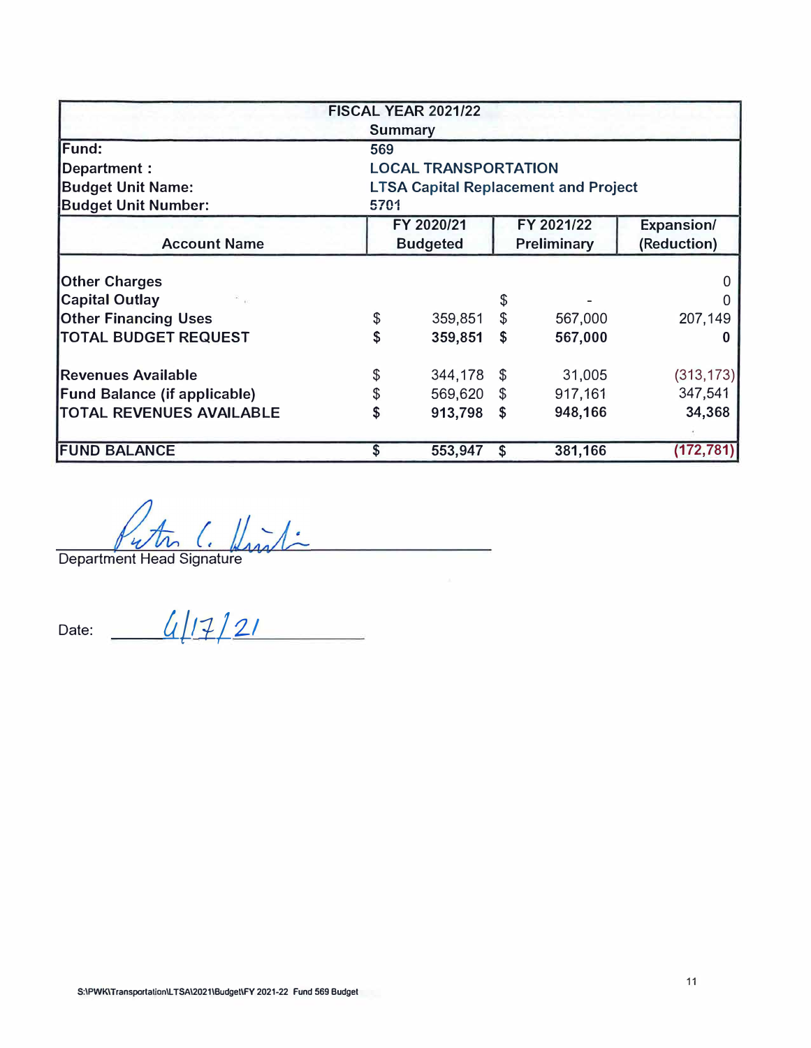| FISCAL YEAR 2021/22 Summary | | | |
|---|---|---|---|
| **Fund:** | 569 | | |
| **Department :** | LOCAL TRANSPORTATION | | |
| **Budget Unit Name:** | LTSA Capital Replacement and Project | | |
| **Budget Unit Number:** | 5701 | | |
| **Account Name** | **FY 2020/21 Budgeted** | **FY 2021/22 Preliminary** | **Expansion/ (Reduction)** |
| Other Charges | | | 0 |
| Capital Outlay | | $ - | 0 |
| Other Financing Uses | $ 359,851 | $ 567,000 | 207,149 |
| **TOTAL BUDGET REQUEST** | **$ 359,851** | **$ 567,000** | **0** |
| Revenues Available | $ 344,178 | $ 31,005 | (313,173) |
| Fund Balance (if applicable) | $ 569,620 | $ 917,161 | 347,541 |
| **TOTAL REVENUES AVAILABLE** | **$ 913,798** | **$ 948,166** | **34,368** |
| **FUND BALANCE** | **$ 553,947** | **$ 381,166** | **(172,781)** |

Peter C. Wright

Department Head Signature

Date: 4/17/21

S:\PWK\Transportation\LTSA\2021\Budget\FY 2021-22 Fund 569 Budget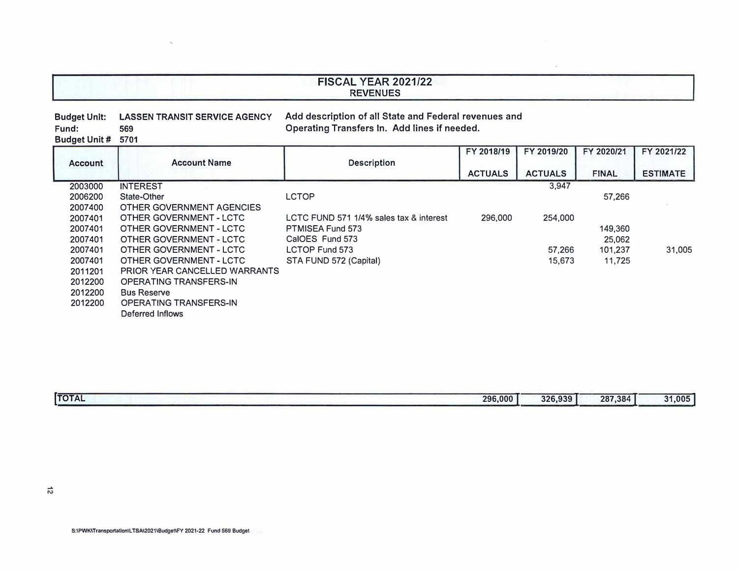# FISCAL YEAR 2021/22
## REVENUES

**Budget Unit:** LASSEN TRANSIT SERVICE AGENCY
**Fund:** 569
**Budget Unit #** 5701

**Add description of all State and Federal revenues and Operating Transfers In. Add lines if needed.**

| Account | Account Name | Description | FY 2018/19 ACTUALS | FY 2019/20 ACTUALS | FY 2020/21 FINAL | FY 2021/22 ESTIMATE |
|---|---|---|---|---|---|---|
| 2003000 | INTEREST | | | 3,947 | | |
| 2006200 | State-Other | LCTOP | | | 57,266 | |
| 2007400 | OTHER GOVERNMENT AGENCIES | | | | | |
| 2007401 | OTHER GOVERNMENT - LCTC | LCTC FUND 571 1/4% sales tax & interest | 296,000 | 254,000 | | |
| 2007401 | OTHER GOVERNMENT - LCTC | PTMISEA Fund 573 | | | 149,360 | |
| 2007401 | OTHER GOVERNMENT - LCTC | CalOES Fund 573 | | | 25,062 | |
| 2007401 | OTHER GOVERNMENT - LCTC | LCTOP Fund 573 | | 57,266 | 101,237 | 31,005 |
| 2007401 | OTHER GOVERNMENT - LCTC | STA FUND 572 (Capital) | | 15,673 | 11,725 | |
| 2011201 | PRIOR YEAR CANCELLED WARRANTS | | | | | |
| 2012200 | OPERATING TRANSFERS-IN | | | | | |
| 2012200 | Bus Reserve | | | | | |
| 2012200 | OPERATING TRANSFERS-IN Deferred Inflows | | | | | |
| **TOTAL** | | | **296,000** | **326,939** | **287,384** | **31,005** |

S:\PWK\Transportation\LTSA\2021\Budget\FY 2021-22 Fund 569 Budget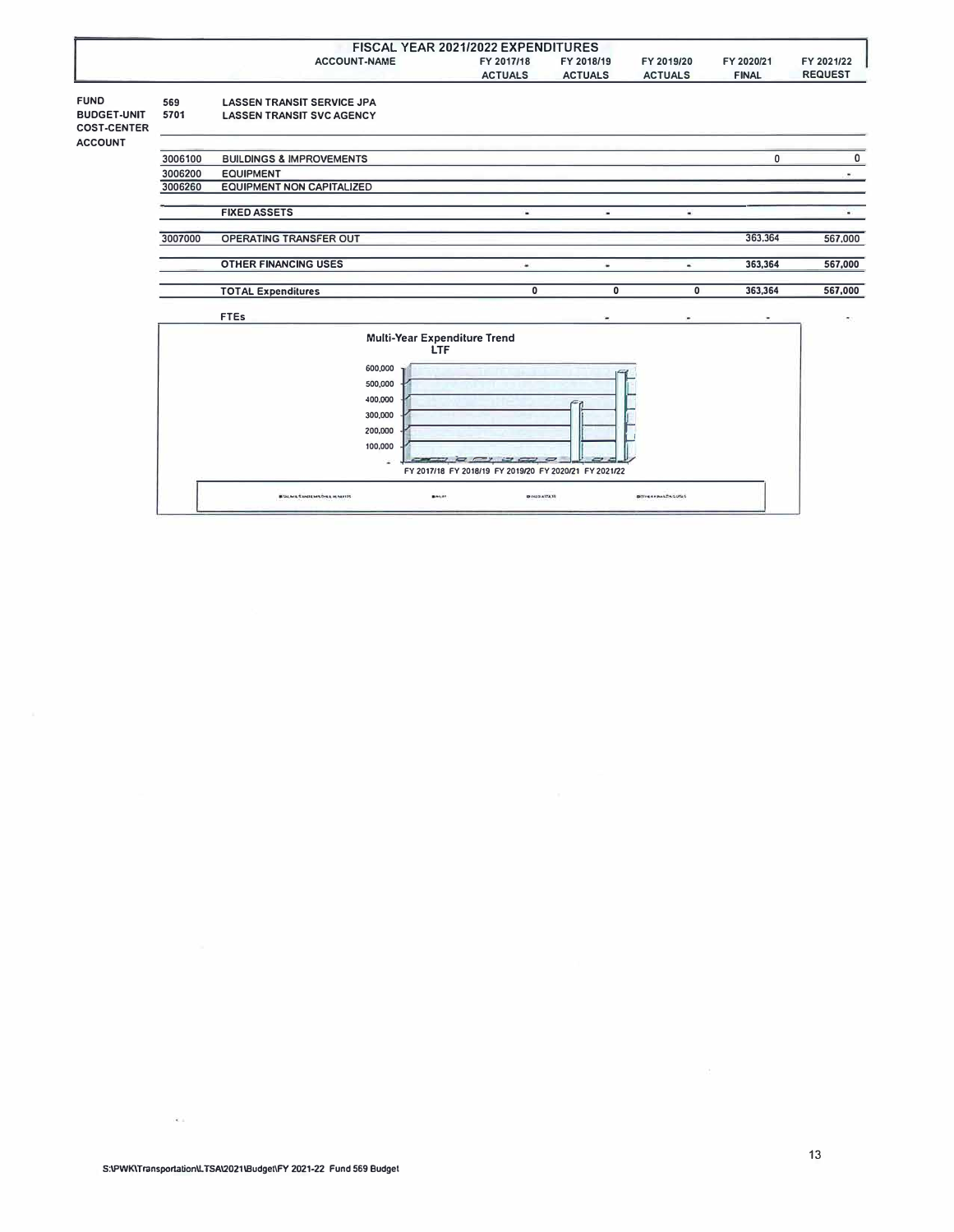## FISCAL YEAR 2021/2022 EXPENDITURES

| | ACCOUNT-NAME | FY 2017/18 ACTUALS | FY 2018/19 ACTUALS | FY 2019/20 ACTUALS | FY 2020/21 FINAL | FY 2021/22 REQUEST |
|---|---|---|---|---|---|---|
| FUND 569 | LASSEN TRANSIT SERVICE JPA | | | | | |
| BUDGET-UNIT 5701 | LASSEN TRANSIT SVC AGENCY | | | | | |
| COST-CENTER | | | | | | |
| ACCOUNT | | | | | | |
| 3006100 | BUILDINGS & IMPROVEMENTS | | | | 0 | 0 |
| 3006200 | EQUIPMENT | | | | | - |
| 3006260 | EQUIPMENT NON CAPITALIZED | | | | | |
| | FIXED ASSETS | - | - | - | | - |
| 3007000 | OPERATING TRANSFER OUT | | | | 363,364 | 567,000 |
| | OTHER FINANCING USES | - | - | - | 363,364 | 567,000 |
| | TOTAL Expenditures | 0 | 0 | 0 | 363,364 | 567,000 |
| | FTEs | | - | - | - | - |

Multi-Year Expenditure Trend
LTF

600,000
500,000
400,000
300,000
200,000
100,000
-

FY 2017/18 FY 2018/19 FY 2019/20 FY 2020/21 FY 2021/22

S:\PWK\Transportation\LTSA\2021\Budget\FY 2021-22 Fund 569 Budget